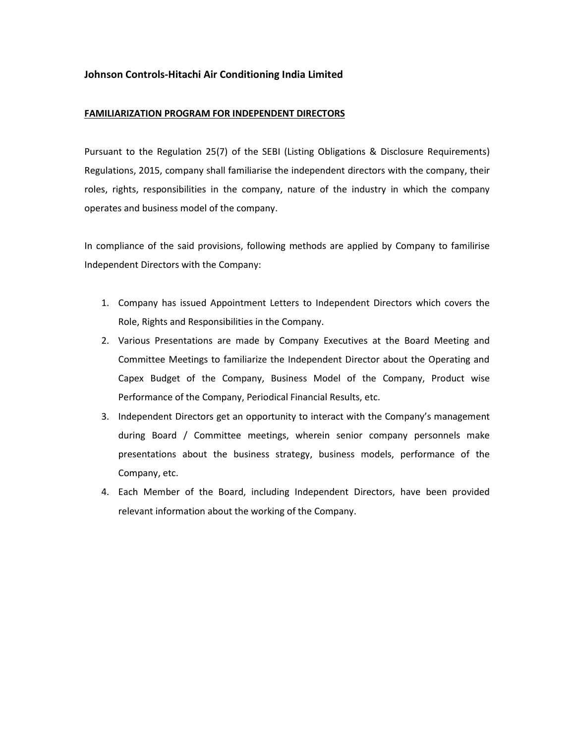**Johnson Controls-Hitachi Air Conditioning India Limited**

**FAMILIARIZATION PROGRAM FOR INDEPENDENT DIRECTORS**

Pursuant to the Regulation 25(7) of the SEBI (Listing Obligations & Disclosure Requirements) Regulations, 2015, company shall familiarise the independent directors with the company, their roles, rights, responsibilities in the company, nature of the industry in which the company operates and business model of the company.

In compliance of the said provisions, following methods are applied by Company to familirise Independent Directors with the Company:

1. Company has issued Appointment Letters to Independent Directors which covers the Role, Rights and Responsibilities in the Company.
2. Various Presentations are made by Company Executives at the Board Meeting and Committee Meetings to familiarize the Independent Director about the Operating and Capex Budget of the Company, Business Model of the Company, Product wise Performance of the Company, Periodical Financial Results, etc.
3. Independent Directors get an opportunity to interact with the Company's management during Board / Committee meetings, wherein senior company personnels make presentations about the business strategy, business models, performance of the Company, etc.
4. Each Member of the Board, including Independent Directors, have been provided relevant information about the working of the Company.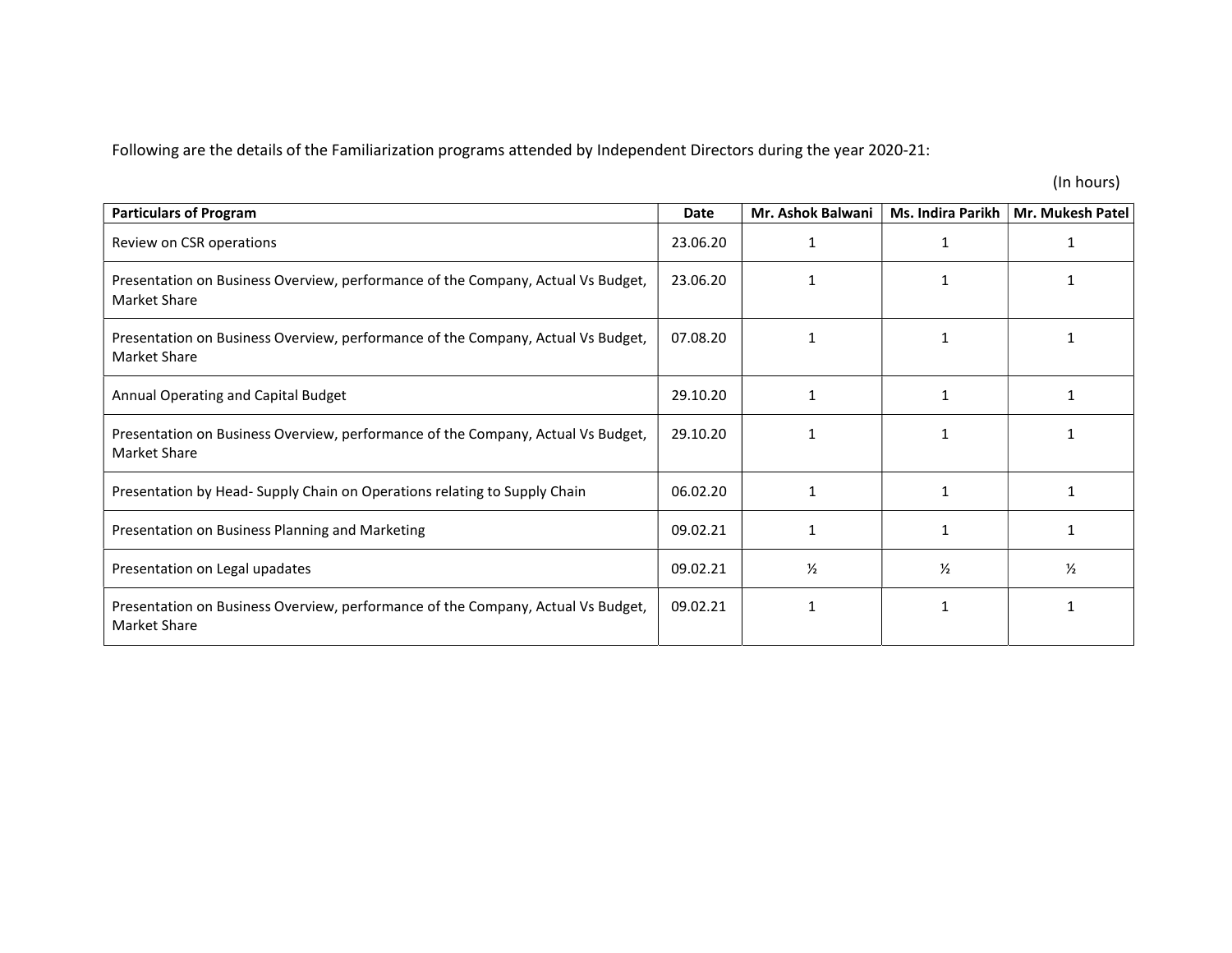Following are the details of the Familiarization programs attended by Independent Directors during the year 2020-21:

(In hours)

| Particulars of Program | Date | Mr. Ashok Balwani | Ms. Indira Parikh | Mr. Mukesh Patel |
|---|---|---|---|---|
| Review on CSR operations | 23.06.20 | 1 | 1 | 1 |
| Presentation on Business Overview, performance of the Company, Actual Vs Budget, Market Share | 23.06.20 | 1 | 1 | 1 |
| Presentation on Business Overview, performance of the Company, Actual Vs Budget, Market Share | 07.08.20 | 1 | 1 | 1 |
| Annual Operating and Capital Budget | 29.10.20 | 1 | 1 | 1 |
| Presentation on Business Overview, performance of the Company, Actual Vs Budget, Market Share | 29.10.20 | 1 | 1 | 1 |
| Presentation by Head- Supply Chain on Operations relating to Supply Chain | 06.02.20 | 1 | 1 | 1 |
| Presentation on Business Planning and Marketing | 09.02.21 | 1 | 1 | 1 |
| Presentation on Legal upadates | 09.02.21 | ½ | ½ | ½ |
| Presentation on Business Overview, performance of the Company, Actual Vs Budget, Market Share | 09.02.21 | 1 | 1 | 1 |